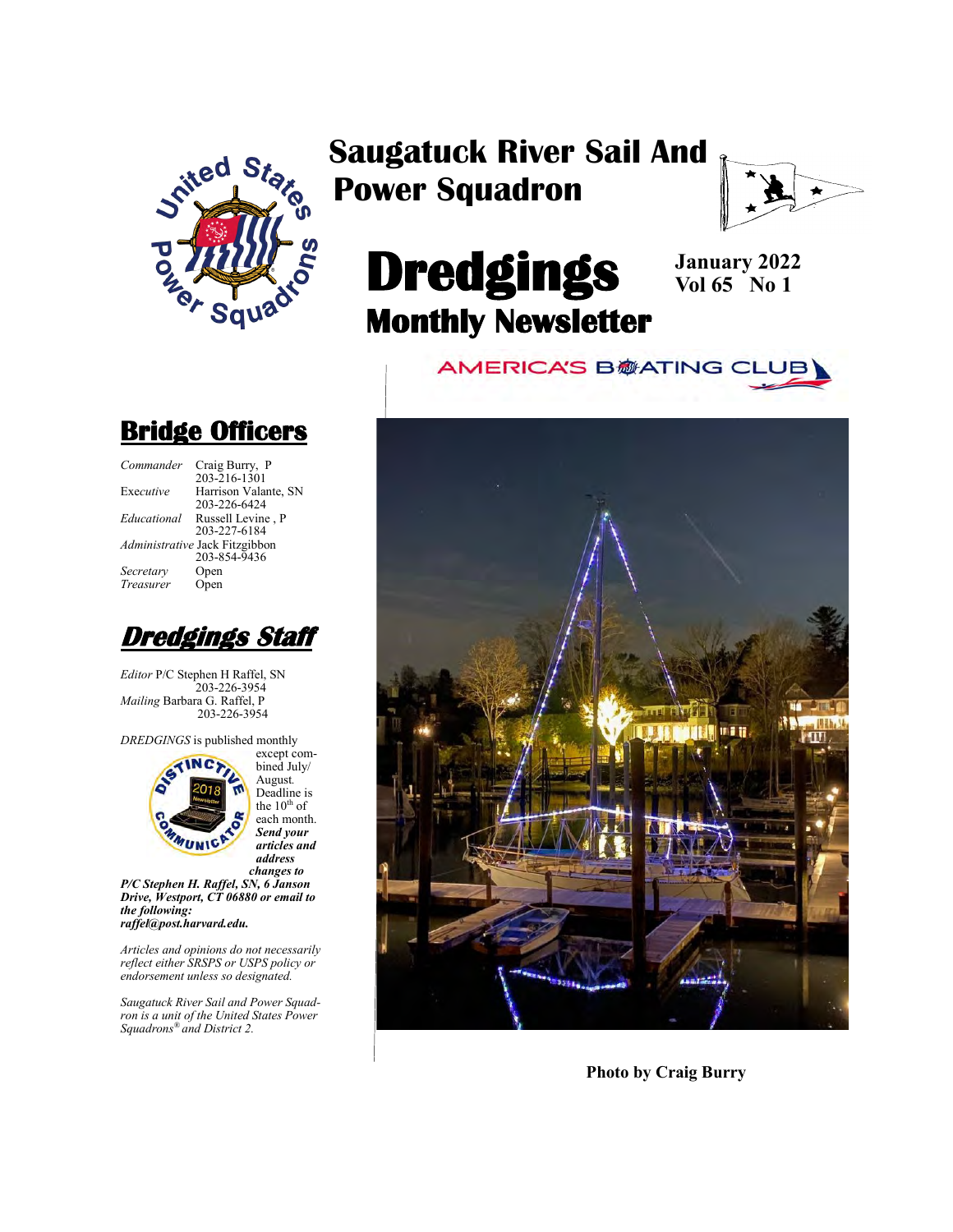# Saugatuck River Sail And Power Squadron

# Dredgings

## Monthly Newsletter

**January 2022**
**Vol 65 No 1**

AMERICA'S BOATING CLUB

## Bridge Officers

| | |
|---|---|
| *Commander* | Craig Burry, P<br>203-216-1301 |
| Exec*utive* | Harrison Valante, SN<br>203-226-6424 |
| *Educational* | Russell Levine , P<br>203-227-6184 |
| *Administrative* | Jack Fitzgibbon<br>203-854-9436 |
| *Secretary* | Open |
| *Treasurer* | Open |

## *Dredgings Staff*

*Editor* P/C Stephen H Raffel, SN
203-226-3954
*Mailing* Barbara G. Raffel, P
203-226-3954

*DREDGINGS* is published monthly except combined July/ August. Deadline is the 10th of each month. ***Send your articles and address changes to P/C Stephen H. Raffel, SN, 6 Janson Drive, Westport, CT 06880 or email to the following: raffel@post.harvard.edu.***

*Articles and opinions do not necessarily reflect either SRSPS or USPS policy or endorsement unless so designated.*

*Saugatuck River Sail and Power Squadron is a unit of the United States Power Squadrons® and District 2.*

**Photo by Craig Burry**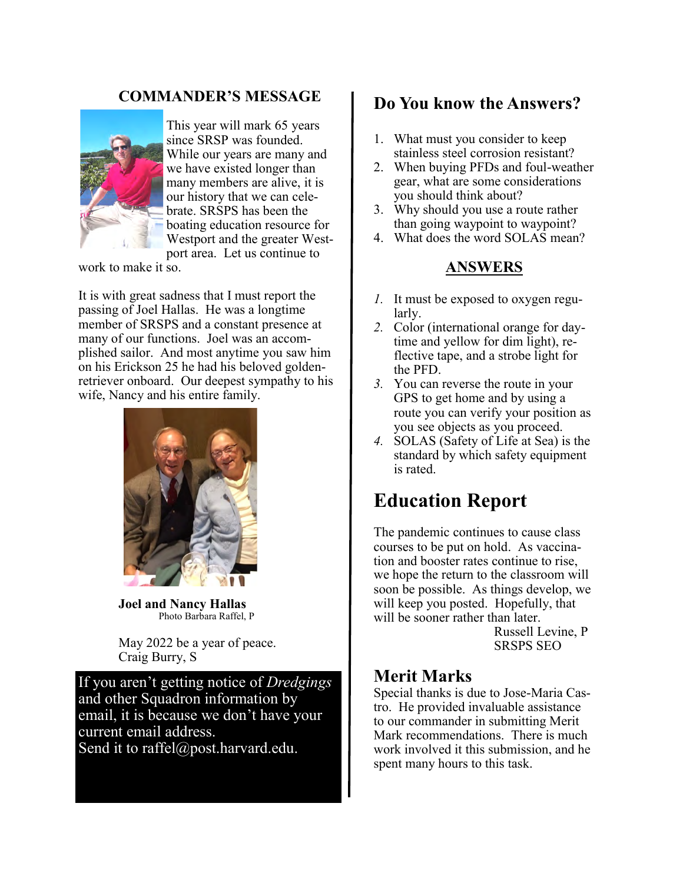## COMMANDER'S MESSAGE

This year will mark 65 years since SRSP was founded. While our years are many and we have existed longer than many members are alive, it is our history that we can celebrate. SRSPS has been the boating education resource for Westport and the greater Westport area. Let us continue to work to make it so.

It is with great sadness that I must report the passing of Joel Hallas. He was a longtime member of SRSPS and a constant presence at many of our functions. Joel was an accomplished sailor. And most anytime you saw him on his Erickson 25 he had his beloved golden-retriever onboard. Our deepest sympathy to his wife, Nancy and his entire family.

**Joel and Nancy Hallas**
Photo Barbara Raffel, P

May 2022 be a year of peace.
Craig Burry, S

If you aren't getting notice of *Dredgings* and other Squadron information by email, it is because we don't have your current email address.
Send it to raffel@post.harvard.edu.

## Do You know the Answers?

1. What must you consider to keep stainless steel corrosion resistant?
2. When buying PFDs and foul-weather gear, what are some considerations you should think about?
3. Why should you use a route rather than going waypoint to waypoint?
4. What does the word SOLAS mean?

### ANSWERS

1. It must be exposed to oxygen regularly.
2. Color (international orange for daytime and yellow for dim light), reflective tape, and a strobe light for the PFD.
3. You can reverse the route in your GPS to get home and by using a route you can verify your position as you see objects as you proceed.
4. SOLAS (Safety of Life at Sea) is the standard by which safety equipment is rated.

# Education Report

The pandemic continues to cause class courses to be put on hold. As vaccination and booster rates continue to rise, we hope the return to the classroom will soon be possible. As things develop, we will keep you posted. Hopefully, that will be sooner rather than later.

Russell Levine, P
SRSPS SEO

## Merit Marks

Special thanks is due to Jose-Maria Castro. He provided invaluable assistance to our commander in submitting Merit Mark recommendations. There is much work involved it this submission, and he spent many hours to this task.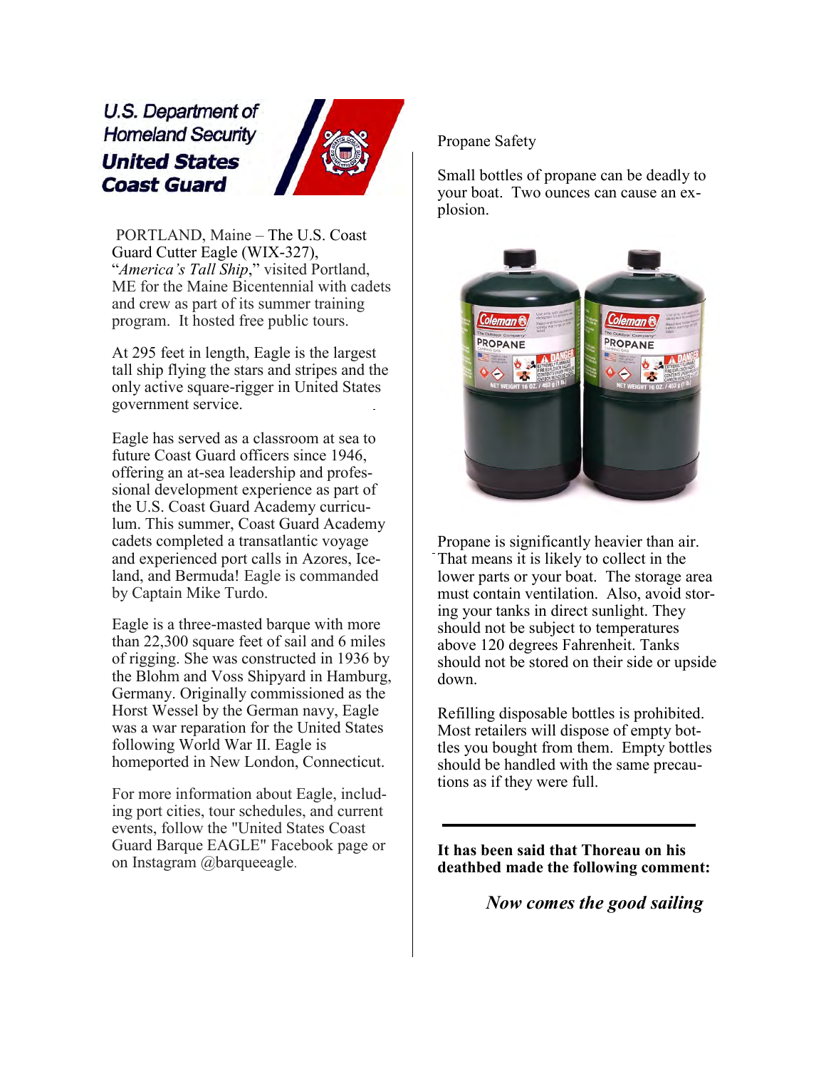U.S. Department of Homeland Security

United States Coast Guard

PORTLAND, Maine – The U.S. Coast Guard Cutter Eagle (WIX-327), "*America's Tall Ship*," visited Portland, ME for the Maine Bicentennial with cadets and crew as part of its summer training program. It hosted free public tours.

At 295 feet in length, Eagle is the largest tall ship flying the stars and stripes and the only active square-rigger in United States government service.

Eagle has served as a classroom at sea to future Coast Guard officers since 1946, offering an at-sea leadership and professional development experience as part of the U.S. Coast Guard Academy curriculum. This summer, Coast Guard Academy cadets completed a transatlantic voyage and experienced port calls in Azores, Iceland, and Bermuda! Eagle is commanded by Captain Mike Turdo.

Eagle is a three-masted barque with more than 22,300 square feet of sail and 6 miles of rigging. She was constructed in 1936 by the Blohm and Voss Shipyard in Hamburg, Germany. Originally commissioned as the Horst Wessel by the German navy, Eagle was a war reparation for the United States following World War II. Eagle is homeported in New London, Connecticut.

For more information about Eagle, including port cities, tour schedules, and current events, follow the "United States Coast Guard Barque EAGLE" Facebook page or on Instagram @barqueeagle.

Propane Safety

Small bottles of propane can be deadly to your boat. Two ounces can cause an explosion.

Propane is significantly heavier than air. That means it is likely to collect in the lower parts or your boat. The storage area must contain ventilation. Also, avoid storing your tanks in direct sunlight. They should not be subject to temperatures above 120 degrees Fahrenheit. Tanks should not be stored on their side or upside down.

Refilling disposable bottles is prohibited. Most retailers will dispose of empty bottles you bought from them. Empty bottles should be handled with the same precautions as if they were full.

---

**It has been said that Thoreau on his deathbed made the following comment:**

***Now comes the good sailing***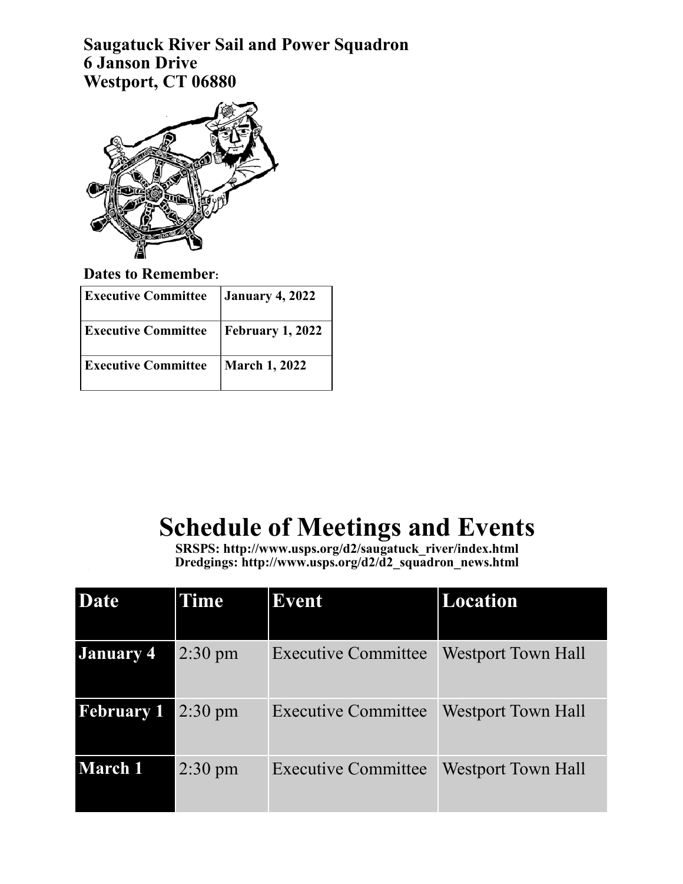**Saugatuck River Sail and Power Squadron**
**6 Janson Drive**
**Westport, CT 06880**

**Dates to Remember:**

| | |
|---|---|
| **Executive Committee** | **January 4, 2022** |
| **Executive Committee** | **February 1, 2022** |
| **Executive Committee** | **March 1, 2022** |

# Schedule of Meetings and Events

**SRSPS: http://www.usps.org/d2/saugatuck_river/index.html**
**Dredgings: http://www.usps.org/d2/d2_squadron_news.html**

| Date | Time | Event | Location |
|---|---|---|---|
| **January 4** | 2:30 pm | Executive Committee | Westport Town Hall |
| **February 1** | 2:30 pm | Executive Committee | Westport Town Hall |
| **March 1** | 2:30 pm | Executive Committee | Westport Town Hall |